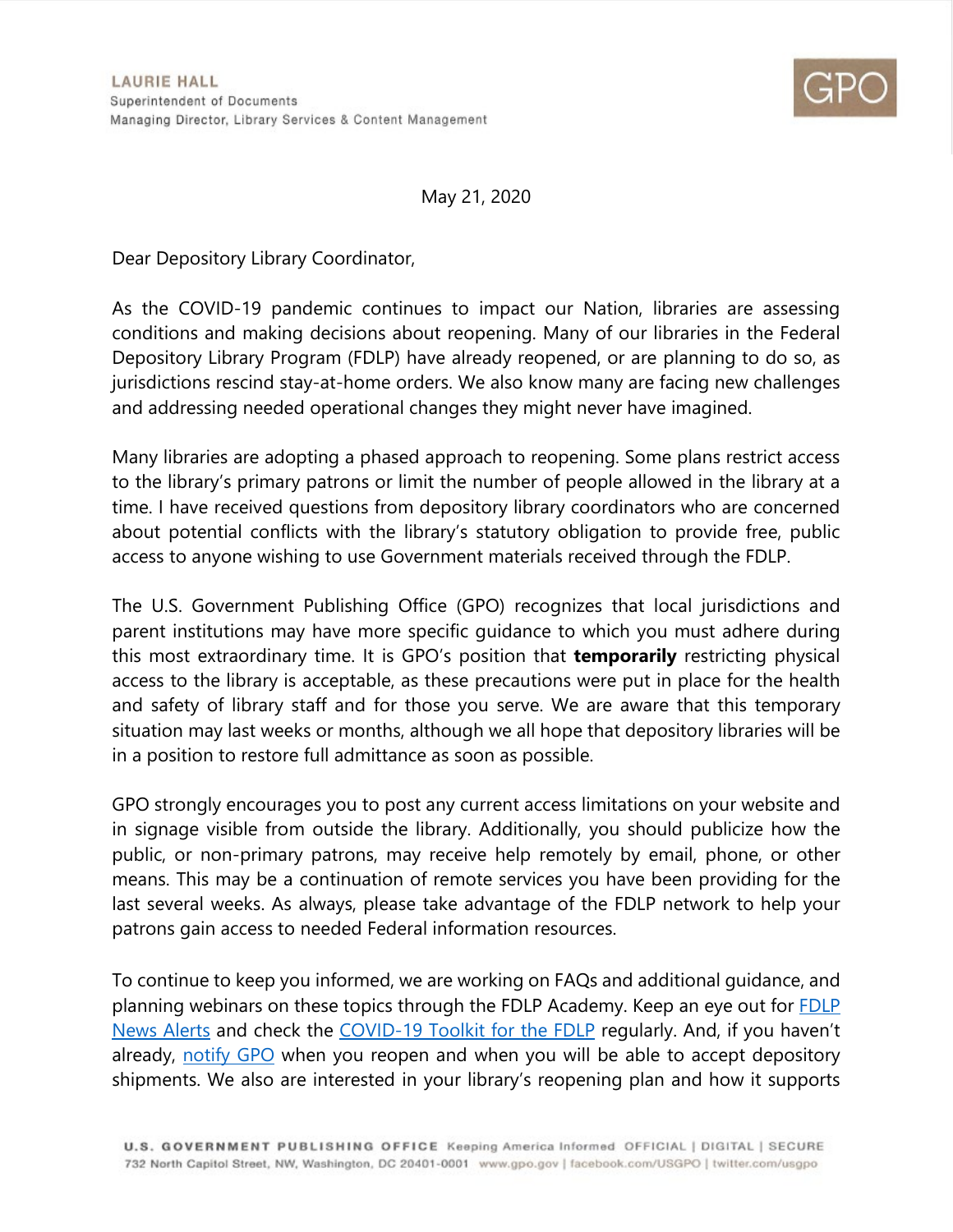LAURIE HALL
Superintendent of Documents
Managing Director, Library Services & Content Management

GPO

May 21, 2020

Dear Depository Library Coordinator,

As the COVID-19 pandemic continues to impact our Nation, libraries are assessing conditions and making decisions about reopening. Many of our libraries in the Federal Depository Library Program (FDLP) have already reopened, or are planning to do so, as jurisdictions rescind stay-at-home orders. We also know many are facing new challenges and addressing needed operational changes they might never have imagined.

Many libraries are adopting a phased approach to reopening. Some plans restrict access to the library's primary patrons or limit the number of people allowed in the library at a time. I have received questions from depository library coordinators who are concerned about potential conflicts with the library's statutory obligation to provide free, public access to anyone wishing to use Government materials received through the FDLP.

The U.S. Government Publishing Office (GPO) recognizes that local jurisdictions and parent institutions may have more specific guidance to which you must adhere during this most extraordinary time. It is GPO's position that **temporarily** restricting physical access to the library is acceptable, as these precautions were put in place for the health and safety of library staff and for those you serve. We are aware that this temporary situation may last weeks or months, although we all hope that depository libraries will be in a position to restore full admittance as soon as possible.

GPO strongly encourages you to post any current access limitations on your website and in signage visible from outside the library. Additionally, you should publicize how the public, or non-primary patrons, may receive help remotely by email, phone, or other means. This may be a continuation of remote services you have been providing for the last several weeks. As always, please take advantage of the FDLP network to help your patrons gain access to needed Federal information resources.

To continue to keep you informed, we are working on FAQs and additional guidance, and planning webinars on these topics through the FDLP Academy. Keep an eye out for FDLP News Alerts and check the COVID-19 Toolkit for the FDLP regularly. And, if you haven't already, notify GPO when you reopen and when you will be able to accept depository shipments. We also are interested in your library's reopening plan and how it supports

U.S. GOVERNMENT PUBLISHING OFFICE Keeping America Informed OFFICIAL | DIGITAL | SECURE
732 North Capitol Street, NW, Washington, DC 20401-0001 www.gpo.gov | facebook.com/USGPO | twitter.com/usgpo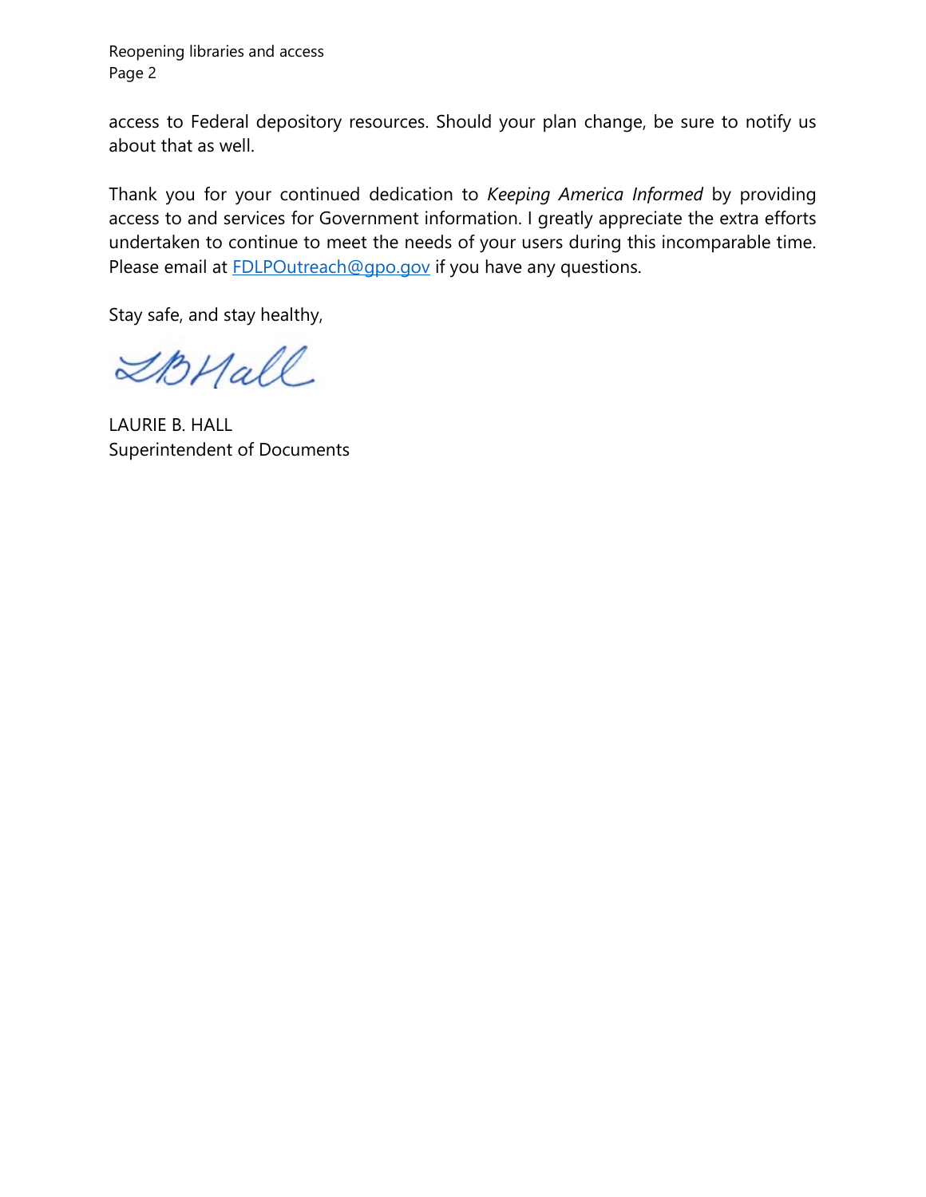access to Federal depository resources. Should your plan change, be sure to notify us about that as well.

Thank you for your continued dedication to *Keeping America Informed* by providing access to and services for Government information. I greatly appreciate the extra efforts undertaken to continue to meet the needs of your users during this incomparable time. Please email at FDLPOutreach@gpo.gov if you have any questions.

Stay safe, and stay healthy,

LBHall

LAURIE B. HALL
Superintendent of Documents